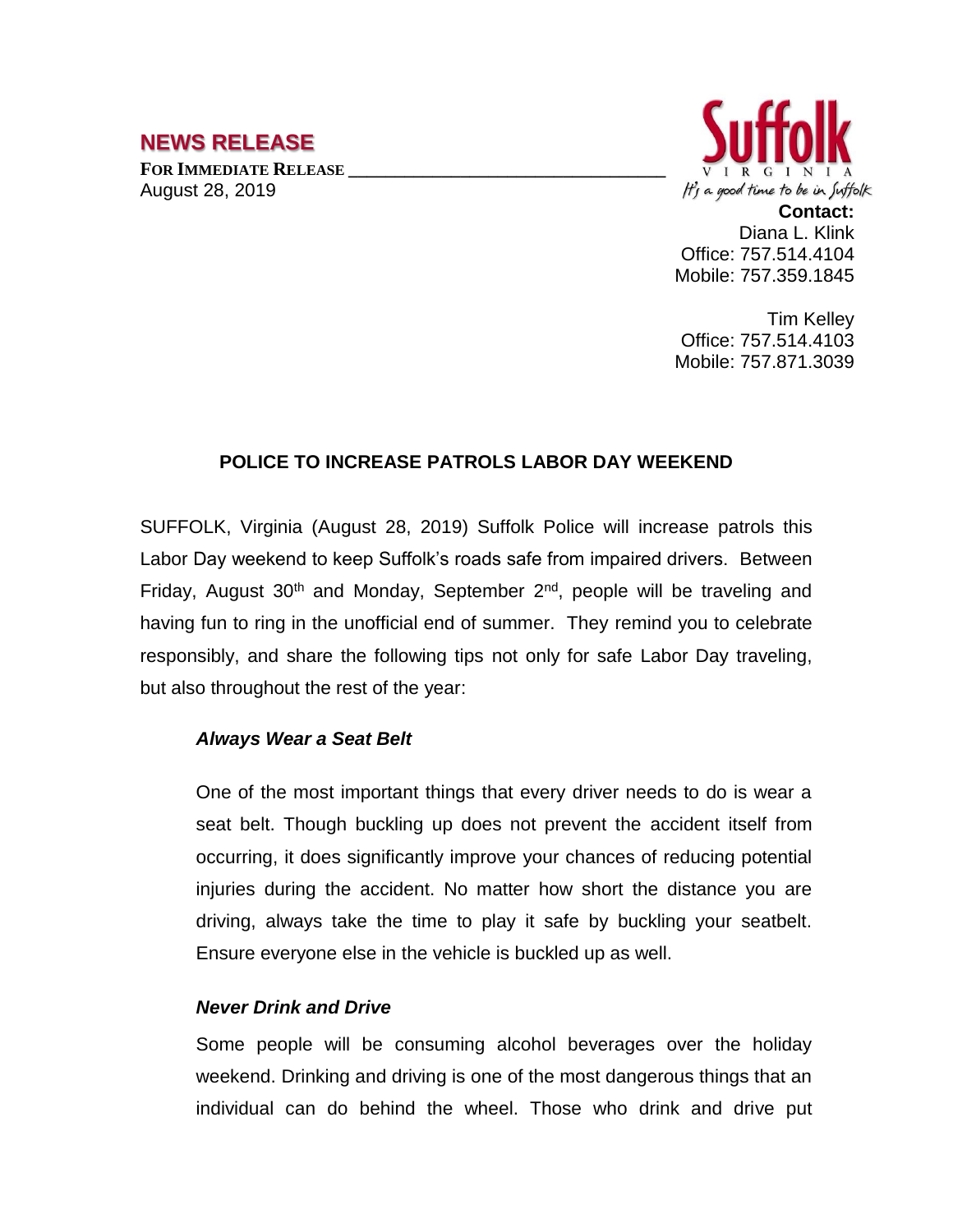# NEWS RELEASE

**FOR IMMEDIATE RELEASE**
August 28, 2019

**Contact:**
Diana L. Klink
Office: 757.514.4104
Mobile: 757.359.1845

Tim Kelley
Office: 757.514.4103
Mobile: 757.871.3039

## POLICE TO INCREASE PATROLS LABOR DAY WEEKEND

SUFFOLK, Virginia (August 28, 2019) Suffolk Police will increase patrols this Labor Day weekend to keep Suffolk's roads safe from impaired drivers. Between Friday, August 30th and Monday, September 2nd, people will be traveling and having fun to ring in the unofficial end of summer. They remind you to celebrate responsibly, and share the following tips not only for safe Labor Day traveling, but also throughout the rest of the year:

***Always Wear a Seat Belt***

One of the most important things that every driver needs to do is wear a seat belt. Though buckling up does not prevent the accident itself from occurring, it does significantly improve your chances of reducing potential injuries during the accident. No matter how short the distance you are driving, always take the time to play it safe by buckling your seatbelt. Ensure everyone else in the vehicle is buckled up as well.

***Never Drink and Drive***

Some people will be consuming alcohol beverages over the holiday weekend. Drinking and driving is one of the most dangerous things that an individual can do behind the wheel. Those who drink and drive put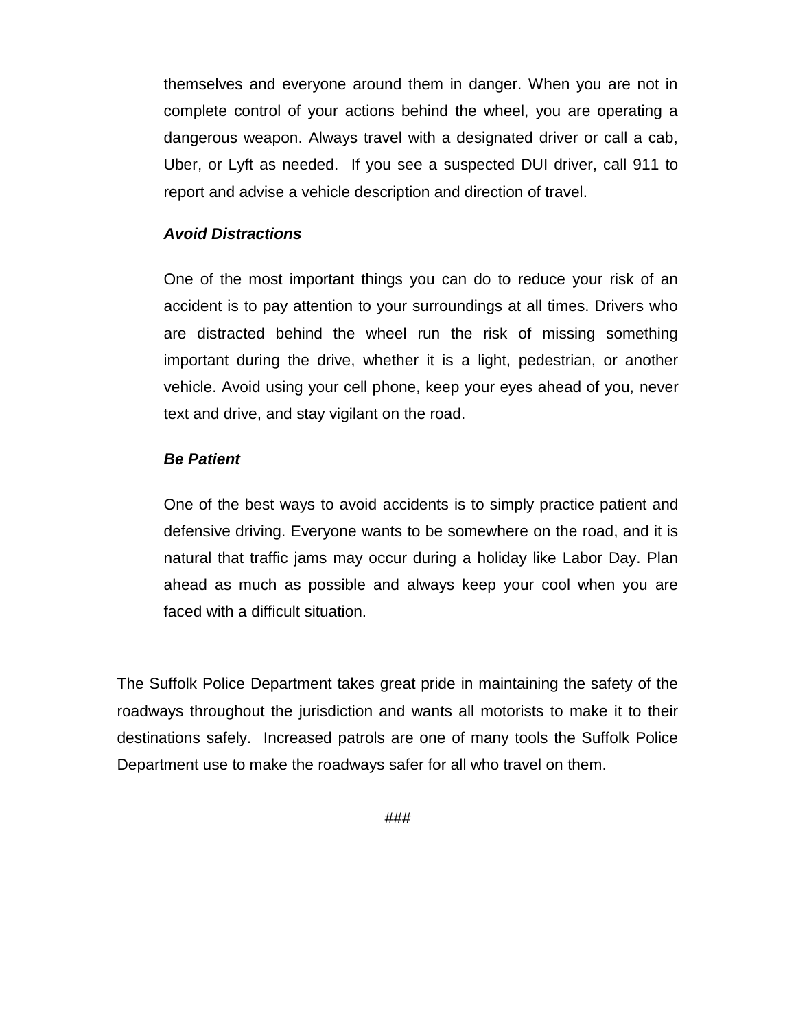themselves and everyone around them in danger. When you are not in complete control of your actions behind the wheel, you are operating a dangerous weapon. Always travel with a designated driver or call a cab, Uber, or Lyft as needed. If you see a suspected DUI driver, call 911 to report and advise a vehicle description and direction of travel.

***Avoid Distractions***

One of the most important things you can do to reduce your risk of an accident is to pay attention to your surroundings at all times. Drivers who are distracted behind the wheel run the risk of missing something important during the drive, whether it is a light, pedestrian, or another vehicle. Avoid using your cell phone, keep your eyes ahead of you, never text and drive, and stay vigilant on the road.

***Be Patient***

One of the best ways to avoid accidents is to simply practice patient and defensive driving. Everyone wants to be somewhere on the road, and it is natural that traffic jams may occur during a holiday like Labor Day. Plan ahead as much as possible and always keep your cool when you are faced with a difficult situation.

The Suffolk Police Department takes great pride in maintaining the safety of the roadways throughout the jurisdiction and wants all motorists to make it to their destinations safely. Increased patrols are one of many tools the Suffolk Police Department use to make the roadways safer for all who travel on them.

###